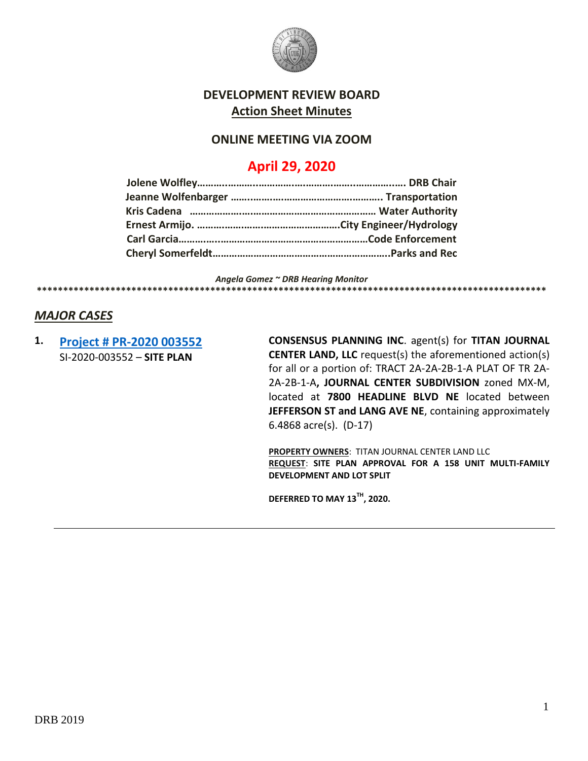# DEVELOPMENT REVIEW BOARD

## Action Sheet Minutes

### ONLINE MEETING VIA ZOOM

## April 29, 2020

**Jolene Wolfley……………………………………………………………. DRB Chair**
**Jeanne Wolfenbarger …………………………………………….. Transportation**
**Kris Cadena ………………………………………………………… Water Authority**
**Ernest Armijo. ………………………………………………City Engineer/Hydrology**
**Carl Garcia………………………………………………………Code Enforcement**
**Cheryl Somerfeldt………………………………………………………..Parks and Rec**

***Angela Gomez ~ DRB Hearing Monitor***

****************************************************************************************************

## *MAJOR CASES*

**1.** **Project # PR-2020 003552**
SI-2020-003552 – **SITE PLAN**

**CONSENSUS PLANNING INC**. agent(s) for **TITAN JOURNAL CENTER LAND, LLC** request(s) the aforementioned action(s) for all or a portion of: TRACT 2A-2A-2B-1-A PLAT OF TR 2A-2A-2B-1-A**, JOURNAL CENTER SUBDIVISION** zoned MX-M, located at **7800 HEADLINE BLVD NE** located between **JEFFERSON ST and LANG AVE NE**, containing approximately 6.4868 acre(s). (D-17)

**PROPERTY OWNERS**: TITAN JOURNAL CENTER LAND LLC
**REQUEST**: **SITE PLAN APPROVAL FOR A 158 UNIT MULTI-FAMILY DEVELOPMENT AND LOT SPLIT**

**DEFERRED TO MAY 13TH, 2020.**

---

DRB 2019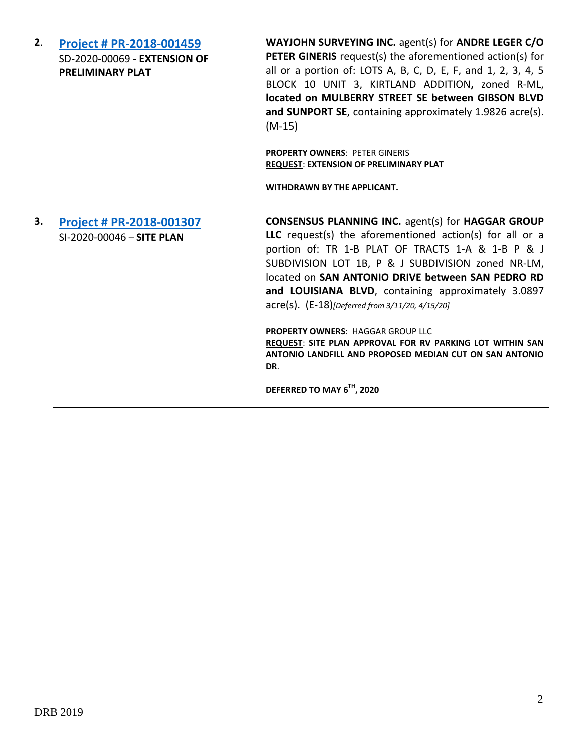2. **Project # PR-2018-001459**
SD-2020-00069 - **EXTENSION OF PRELIMINARY PLAT**

**WAYJOHN SURVEYING INC.** agent(s) for **ANDRE LEGER C/O PETER GINERIS** request(s) the aforementioned action(s) for all or a portion of: LOTS A, B, C, D, E, F, and 1, 2, 3, 4, 5 BLOCK 10 UNIT 3, KIRTLAND ADDITION**,** zoned R-ML, **located on MULBERRY STREET SE between GIBSON BLVD and SUNPORT SE**, containing approximately 1.9826 acre(s). (M-15)

**PROPERTY OWNERS**: PETER GINERIS
**REQUEST**: **EXTENSION OF PRELIMINARY PLAT**

**WITHDRAWN BY THE APPLICANT.**

---

3. **Project # PR-2018-001307**
SI-2020-00046 – **SITE PLAN**

**CONSENSUS PLANNING INC.** agent(s) for **HAGGAR GROUP LLC** request(s) the aforementioned action(s) for all or a portion of: TR 1-B PLAT OF TRACTS 1-A & 1-B P & J SUBDIVISION LOT 1B, P & J SUBDIVISION zoned NR-LM, located on **SAN ANTONIO DRIVE between SAN PEDRO RD and LOUISIANA BLVD**, containing approximately 3.0897 acre(s). (E-18)*[Deferred from 3/11/20, 4/15/20]*

**PROPERTY OWNERS**: HAGGAR GROUP LLC
**REQUEST**: **SITE PLAN APPROVAL FOR RV PARKING LOT WITHIN SAN ANTONIO LANDFILL AND PROPOSED MEDIAN CUT ON SAN ANTONIO DR**.

**DEFERRED TO MAY 6TH, 2020**

---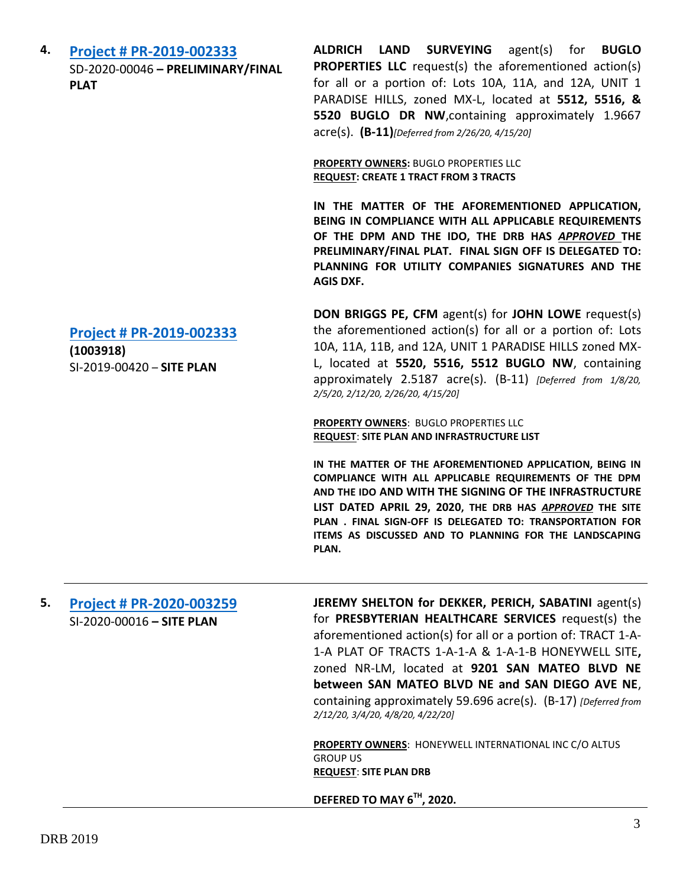4. **[Project # PR-2019-002333](#)**
SD-2020-00046 **– PRELIMINARY/FINAL PLAT**

**ALDRICH LAND SURVEYING** agent(s) for **BUGLO PROPERTIES LLC** request(s) the aforementioned action(s) for all or a portion of: Lots 10A, 11A, and 12A, UNIT 1 PARADISE HILLS, zoned MX-L, located at **5512, 5516, & 5520 BUGLO DR NW**,containing approximately 1.9667 acre(s). **(B-11)***[Deferred from 2/26/20, 4/15/20]*

**PROPERTY OWNERS:** BUGLO PROPERTIES LLC
**REQUEST: CREATE 1 TRACT FROM 3 TRACTS**

**IN THE MATTER OF THE AFOREMENTIONED APPLICATION, BEING IN COMPLIANCE WITH ALL APPLICABLE REQUIREMENTS OF THE DPM AND THE IDO, THE DRB HAS *APPROVED* THE PRELIMINARY/FINAL PLAT. FINAL SIGN OFF IS DELEGATED TO: PLANNING FOR UTILITY COMPANIES SIGNATURES AND THE AGIS DXF.**

**[Project # PR-2019-002333](#)**
**(1003918)**
SI-2019-00420 – **SITE PLAN**

**DON BRIGGS PE, CFM** agent(s) for **JOHN LOWE** request(s) the aforementioned action(s) for all or a portion of: Lots 10A, 11A, 11B, and 12A, UNIT 1 PARADISE HILLS zoned MX-L, located at **5520, 5516, 5512 BUGLO NW**, containing approximately 2.5187 acre(s). (B-11) *[Deferred from 1/8/20, 2/5/20, 2/12/20, 2/26/20, 4/15/20]*

**PROPERTY OWNERS**: BUGLO PROPERTIES LLC
**REQUEST**: **SITE PLAN AND INFRASTRUCTURE LIST**

**IN THE MATTER OF THE AFOREMENTIONED APPLICATION, BEING IN COMPLIANCE WITH ALL APPLICABLE REQUIREMENTS OF THE DPM AND THE IDO AND WITH THE SIGNING OF THE INFRASTRUCTURE LIST DATED APRIL 29, 2020, THE DRB HAS *APPROVED* THE SITE PLAN . FINAL SIGN-OFF IS DELEGATED TO: TRANSPORTATION FOR ITEMS AS DISCUSSED AND TO PLANNING FOR THE LANDSCAPING PLAN.**

---

5. **[Project # PR-2020-003259](#)**
SI-2020-00016 **– SITE PLAN**

**JEREMY SHELTON for DEKKER, PERICH, SABATINI** agent(s) for **PRESBYTERIAN HEALTHCARE SERVICES** request(s) the aforementioned action(s) for all or a portion of: TRACT 1-A-1-A PLAT OF TRACTS 1-A-1-A & 1-A-1-B HONEYWELL SITE**,** zoned NR-LM, located at **9201 SAN MATEO BLVD NE between SAN MATEO BLVD NE and SAN DIEGO AVE NE**, containing approximately 59.696 acre(s). (B-17) *[Deferred from 2/12/20, 3/4/20, 4/8/20, 4/22/20]*

**PROPERTY OWNERS**: HONEYWELL INTERNATIONAL INC C/O ALTUS GROUP US
**REQUEST**: **SITE PLAN DRB**

**DEFERED TO MAY 6TH, 2020.**

---

DRB 2019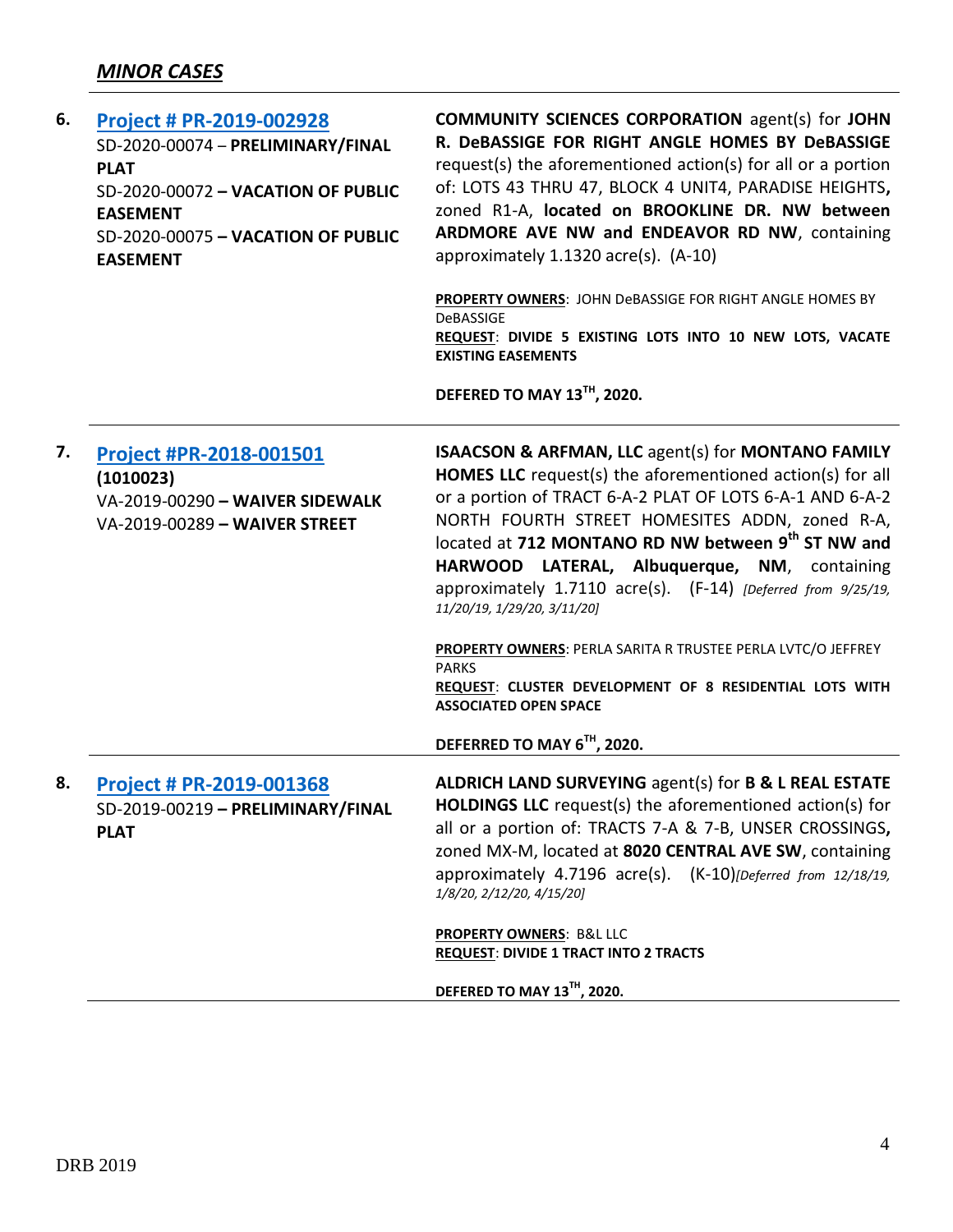## *MINOR CASES*

| | | |
|---|---|---|
| **6.** | **Project # PR-2019-002928**<br>SD-2020-00074 – **PRELIMINARY/FINAL PLAT**<br>SD-2020-00072 **– VACATION OF PUBLIC EASEMENT**<br>SD-2020-00075 **– VACATION OF PUBLIC EASEMENT** | **COMMUNITY SCIENCES CORPORATION** agent(s) for **JOHN R. DeBASSIGE FOR RIGHT ANGLE HOMES BY DeBASSIGE** request(s) the aforementioned action(s) for all or a portion of: LOTS 43 THRU 47, BLOCK 4 UNIT4, PARADISE HEIGHTS**,** zoned R1-A, **located on BROOKLINE DR. NW between ARDMORE AVE NW and ENDEAVOR RD NW**, containing approximately 1.1320 acre(s). (A-10)<br><br>**PROPERTY OWNERS**: JOHN DeBASSIGE FOR RIGHT ANGLE HOMES BY DeBASSIGE<br>**REQUEST**: **DIVIDE 5 EXISTING LOTS INTO 10 NEW LOTS, VACATE EXISTING EASEMENTS**<br><br>**DEFERED TO MAY 13TH, 2020.** |
| **7.** | **Project #PR-2018-001501**<br>**(1010023)**<br>VA-2019-00290 **– WAIVER SIDEWALK**<br>VA-2019-00289 **– WAIVER STREET** | **ISAACSON & ARFMAN, LLC** agent(s) for **MONTANO FAMILY HOMES LLC** request(s) the aforementioned action(s) for all or a portion of TRACT 6-A-2 PLAT OF LOTS 6-A-1 AND 6-A-2 NORTH FOURTH STREET HOMESITES ADDN, zoned R-A, located at **712 MONTANO RD NW between 9th ST NW and HARWOOD LATERAL, Albuquerque, NM**, containing approximately 1.7110 acre(s). (F-14) *[Deferred from 9/25/19, 11/20/19, 1/29/20, 3/11/20]*<br><br>**PROPERTY OWNERS**: PERLA SARITA R TRUSTEE PERLA LVTC/O JEFFREY PARKS<br>**REQUEST**: **CLUSTER DEVELOPMENT OF 8 RESIDENTIAL LOTS WITH ASSOCIATED OPEN SPACE**<br><br>**DEFERRED TO MAY 6TH, 2020.** |
| **8.** | **Project # PR-2019-001368**<br>SD-2019-00219 **– PRELIMINARY/FINAL PLAT** | **ALDRICH LAND SURVEYING** agent(s) for **B & L REAL ESTATE HOLDINGS LLC** request(s) the aforementioned action(s) for all or a portion of: TRACTS 7-A & 7-B, UNSER CROSSINGS**,** zoned MX-M, located at **8020 CENTRAL AVE SW**, containing approximately 4.7196 acre(s). (K-10)*[Deferred from 12/18/19, 1/8/20, 2/12/20, 4/15/20]*<br><br>**PROPERTY OWNERS**: B&L LLC<br>**REQUEST**: **DIVIDE 1 TRACT INTO 2 TRACTS**<br><br>**DEFERED TO MAY 13TH, 2020.** |

DRB 2019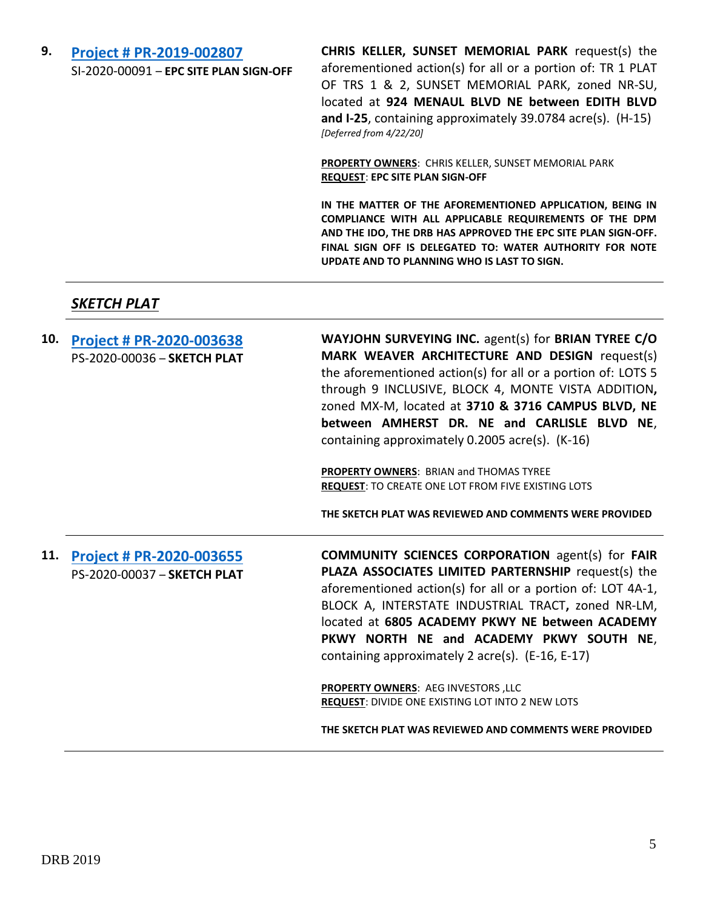**9.** **[Project # PR-2019-002807](#)**
SI-2020-00091 – **EPC SITE PLAN SIGN-OFF**

**CHRIS KELLER, SUNSET MEMORIAL PARK** request(s) the aforementioned action(s) for all or a portion of: TR 1 PLAT OF TRS 1 & 2, SUNSET MEMORIAL PARK, zoned NR-SU, located at **924 MENAUL BLVD NE between EDITH BLVD and I-25**, containing approximately 39.0784 acre(s). (H-15) *[Deferred from 4/22/20]*

**PROPERTY OWNERS**: CHRIS KELLER, SUNSET MEMORIAL PARK
**REQUEST**: **EPC SITE PLAN SIGN-OFF**

**IN THE MATTER OF THE AFOREMENTIONED APPLICATION, BEING IN COMPLIANCE WITH ALL APPLICABLE REQUIREMENTS OF THE DPM AND THE IDO, THE DRB HAS APPROVED THE EPC SITE PLAN SIGN-OFF. FINAL SIGN OFF IS DELEGATED TO: WATER AUTHORITY FOR NOTE UPDATE AND TO PLANNING WHO IS LAST TO SIGN.**

---

## ***SKETCH PLAT***

---

**10.** **[Project # PR-2020-003638](#)**
PS-2020-00036 – **SKETCH PLAT**

**WAYJOHN SURVEYING INC.** agent(s) for **BRIAN TYREE C/O MARK WEAVER ARCHITECTURE AND DESIGN** request(s) the aforementioned action(s) for all or a portion of: LOTS 5 through 9 INCLUSIVE, BLOCK 4, MONTE VISTA ADDITION**,** zoned MX-M, located at **3710 & 3716 CAMPUS BLVD, NE between AMHERST DR. NE and CARLISLE BLVD NE**, containing approximately 0.2005 acre(s). (K-16)

**PROPERTY OWNERS**: BRIAN and THOMAS TYREE
**REQUEST**: TO CREATE ONE LOT FROM FIVE EXISTING LOTS

**THE SKETCH PLAT WAS REVIEWED AND COMMENTS WERE PROVIDED**

---

**11.** **[Project # PR-2020-003655](#)**
PS-2020-00037 – **SKETCH PLAT**

**COMMUNITY SCIENCES CORPORATION** agent(s) for **FAIR PLAZA ASSOCIATES LIMITED PARTERNSHIP** request(s) the aforementioned action(s) for all or a portion of: LOT 4A-1, BLOCK A, INTERSTATE INDUSTRIAL TRACT**,** zoned NR-LM, located at **6805 ACADEMY PKWY NE between ACADEMY PKWY NORTH NE and ACADEMY PKWY SOUTH NE**, containing approximately 2 acre(s). (E-16, E-17)

**PROPERTY OWNERS**: AEG INVESTORS ,LLC
**REQUEST**: DIVIDE ONE EXISTING LOT INTO 2 NEW LOTS

**THE SKETCH PLAT WAS REVIEWED AND COMMENTS WERE PROVIDED**

---

DRB 2019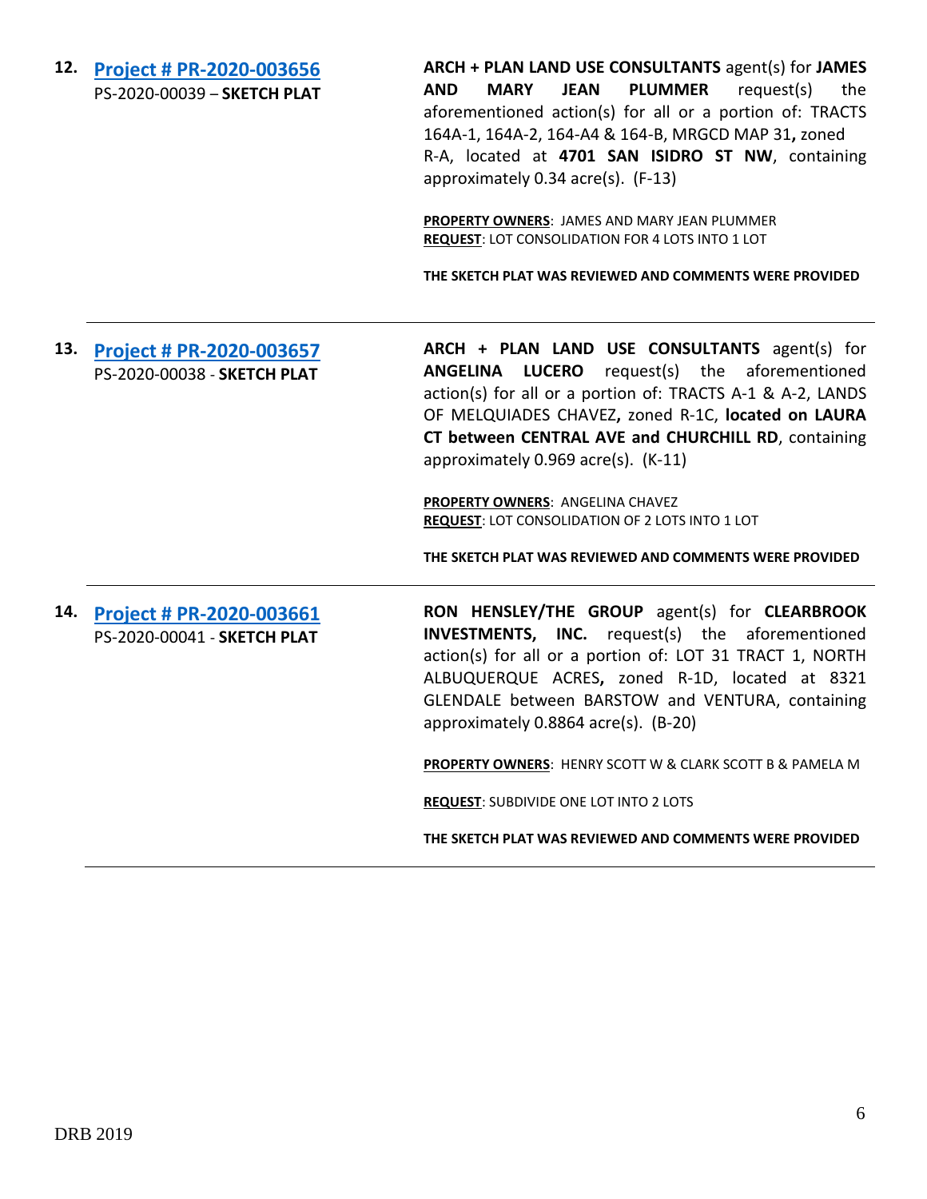12. **[Project # PR-2020-003656](#)**
PS-2020-00039 – **SKETCH PLAT**

**ARCH + PLAN LAND USE CONSULTANTS** agent(s) for **JAMES AND MARY JEAN PLUMMER** request(s) the aforementioned action(s) for all or a portion of: TRACTS 164A-1, 164A-2, 164-A4 & 164-B, MRGCD MAP 31**,** zoned R-A, located at **4701 SAN ISIDRO ST NW**, containing approximately 0.34 acre(s). (F-13)

**PROPERTY OWNERS**: JAMES AND MARY JEAN PLUMMER
**REQUEST**: LOT CONSOLIDATION FOR 4 LOTS INTO 1 LOT

**THE SKETCH PLAT WAS REVIEWED AND COMMENTS WERE PROVIDED**

---

13. **[Project # PR-2020-003657](#)**
PS-2020-00038 - **SKETCH PLAT**

**ARCH + PLAN LAND USE CONSULTANTS** agent(s) for **ANGELINA LUCERO** request(s) the aforementioned action(s) for all or a portion of: TRACTS A-1 & A-2, LANDS OF MELQUIADES CHAVEZ**,** zoned R-1C, **located on LAURA CT between CENTRAL AVE and CHURCHILL RD**, containing approximately 0.969 acre(s). (K-11)

**PROPERTY OWNERS**: ANGELINA CHAVEZ
**REQUEST**: LOT CONSOLIDATION OF 2 LOTS INTO 1 LOT

**THE SKETCH PLAT WAS REVIEWED AND COMMENTS WERE PROVIDED**

---

14. **[Project # PR-2020-003661](#)**
PS-2020-00041 - **SKETCH PLAT**

**RON HENSLEY/THE GROUP** agent(s) for **CLEARBROOK INVESTMENTS, INC.** request(s) the aforementioned action(s) for all or a portion of: LOT 31 TRACT 1, NORTH ALBUQUERQUE ACRES**,** zoned R-1D, located at 8321 GLENDALE between BARSTOW and VENTURA, containing approximately 0.8864 acre(s). (B-20)

**PROPERTY OWNERS**: HENRY SCOTT W & CLARK SCOTT B & PAMELA M

**REQUEST**: SUBDIVIDE ONE LOT INTO 2 LOTS

**THE SKETCH PLAT WAS REVIEWED AND COMMENTS WERE PROVIDED**

---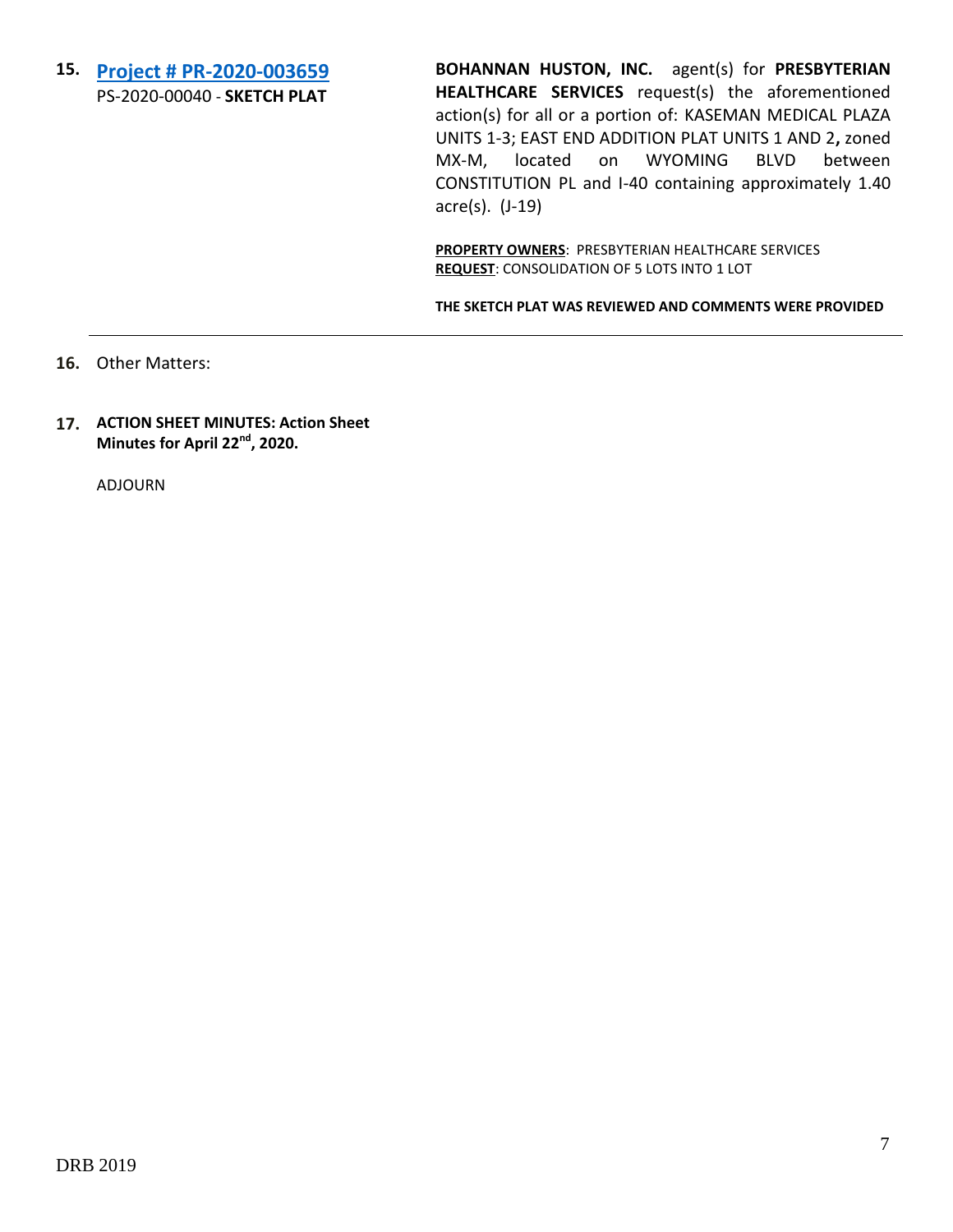**15. Project # PR-2020-003659**
PS-2020-00040 - **SKETCH PLAT**

**BOHANNAN HUSTON, INC.** agent(s) for **PRESBYTERIAN HEALTHCARE SERVICES** request(s) the aforementioned action(s) for all or a portion of: KASEMAN MEDICAL PLAZA UNITS 1-3; EAST END ADDITION PLAT UNITS 1 AND 2**,** zoned MX-M, located on WYOMING BLVD between CONSTITUTION PL and I-40 containing approximately 1.40 acre(s). (J-19)

**PROPERTY OWNERS**: PRESBYTERIAN HEALTHCARE SERVICES
**REQUEST**: CONSOLIDATION OF 5 LOTS INTO 1 LOT

**THE SKETCH PLAT WAS REVIEWED AND COMMENTS WERE PROVIDED**

---

**16.** Other Matters:

**17. ACTION SHEET MINUTES: Action Sheet Minutes for April 22nd, 2020.**

ADJOURN

DRB 2019